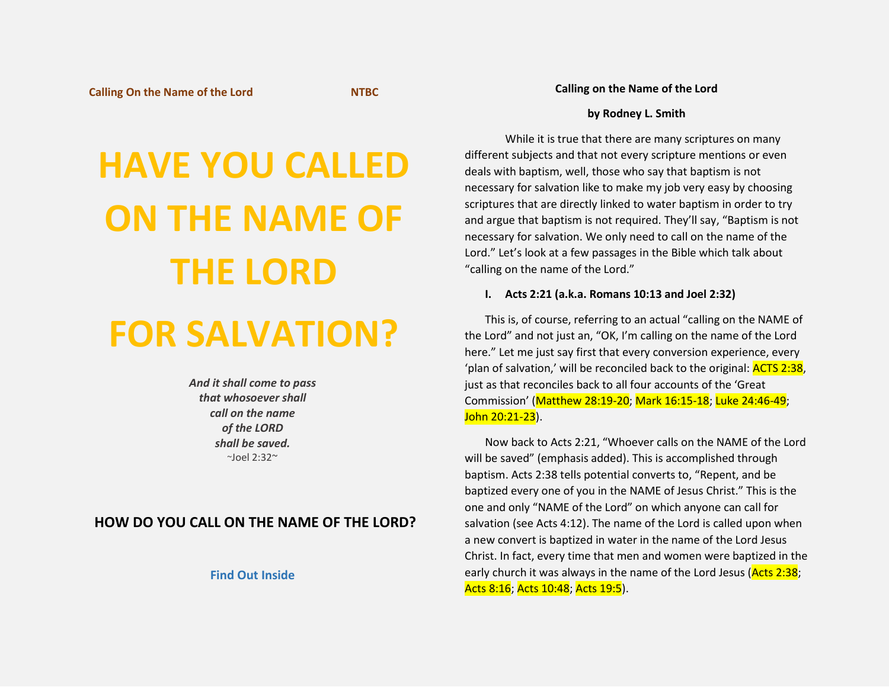Calling On the Name of the Lord NTBC

# HAVE YOU CALLED ON THE NAME OF THE LORD FOR SALVATION?

***And it shall come to pass that whosoever shall call on the name of the LORD shall be saved.***
~Joel 2:32~

**HOW DO YOU CALL ON THE NAME OF THE LORD?**

**Find Out Inside**

## Calling on the Name of the Lord

**by Rodney L. Smith**

While it is true that there are many scriptures on many different subjects and that not every scripture mentions or even deals with baptism, well, those who say that baptism is not necessary for salvation like to make my job very easy by choosing scriptures that are directly linked to water baptism in order to try and argue that baptism is not required. They'll say, "Baptism is not necessary for salvation. We only need to call on the name of the Lord." Let's look at a few passages in the Bible which talk about "calling on the name of the Lord."

### I. Acts 2:21 (a.k.a. Romans 10:13 and Joel 2:32)

This is, of course, referring to an actual "calling on the NAME of the Lord" and not just an, "OK, I'm calling on the name of the Lord here." Let me just say first that every conversion experience, every 'plan of salvation,' will be reconciled back to the original: ACTS 2:38, just as that reconciles back to all four accounts of the 'Great Commission' (Matthew 28:19-20; Mark 16:15-18; Luke 24:46-49; John 20:21-23).

Now back to Acts 2:21, "Whoever calls on the NAME of the Lord will be saved" (emphasis added). This is accomplished through baptism. Acts 2:38 tells potential converts to, "Repent, and be baptized every one of you in the NAME of Jesus Christ." This is the one and only "NAME of the Lord" on which anyone can call for salvation (see Acts 4:12). The name of the Lord is called upon when a new convert is baptized in water in the name of the Lord Jesus Christ. In fact, every time that men and women were baptized in the early church it was always in the name of the Lord Jesus (Acts 2:38; Acts 8:16; Acts 10:48; Acts 19:5).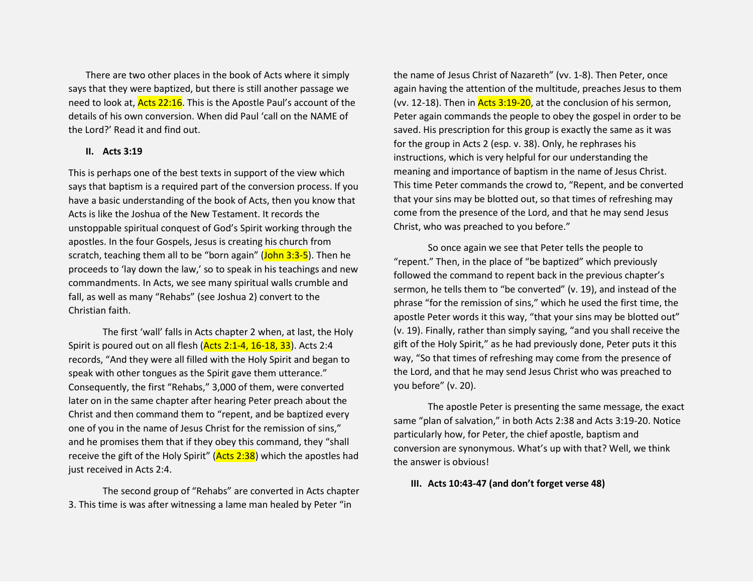There are two other places in the book of Acts where it simply says that they were baptized, but there is still another passage we need to look at, Acts 22:16. This is the Apostle Paul's account of the details of his own conversion. When did Paul 'call on the NAME of the Lord?' Read it and find out.

### II. Acts 3:19

This is perhaps one of the best texts in support of the view which says that baptism is a required part of the conversion process. If you have a basic understanding of the book of Acts, then you know that Acts is like the Joshua of the New Testament. It records the unstoppable spiritual conquest of God's Spirit working through the apostles. In the four Gospels, Jesus is creating his church from scratch, teaching them all to be "born again" (John 3:3-5). Then he proceeds to 'lay down the law,' so to speak in his teachings and new commandments. In Acts, we see many spiritual walls crumble and fall, as well as many "Rehabs" (see Joshua 2) convert to the Christian faith.

The first 'wall' falls in Acts chapter 2 when, at last, the Holy Spirit is poured out on all flesh (Acts 2:1-4, 16-18, 33). Acts 2:4 records, "And they were all filled with the Holy Spirit and began to speak with other tongues as the Spirit gave them utterance." Consequently, the first "Rehabs," 3,000 of them, were converted later on in the same chapter after hearing Peter preach about the Christ and then command them to "repent, and be baptized every one of you in the name of Jesus Christ for the remission of sins," and he promises them that if they obey this command, they "shall receive the gift of the Holy Spirit" (Acts 2:38) which the apostles had just received in Acts 2:4.

The second group of "Rehabs" are converted in Acts chapter 3. This time is was after witnessing a lame man healed by Peter "in the name of Jesus Christ of Nazareth" (vv. 1-8). Then Peter, once again having the attention of the multitude, preaches Jesus to them (vv. 12-18). Then in Acts 3:19-20, at the conclusion of his sermon, Peter again commands the people to obey the gospel in order to be saved. His prescription for this group is exactly the same as it was for the group in Acts 2 (esp. v. 38). Only, he rephrases his instructions, which is very helpful for our understanding the meaning and importance of baptism in the name of Jesus Christ. This time Peter commands the crowd to, "Repent, and be converted that your sins may be blotted out, so that times of refreshing may come from the presence of the Lord, and that he may send Jesus Christ, who was preached to you before."

So once again we see that Peter tells the people to "repent." Then, in the place of "be baptized" which previously followed the command to repent back in the previous chapter's sermon, he tells them to "be converted" (v. 19), and instead of the phrase "for the remission of sins," which he used the first time, the apostle Peter words it this way, "that your sins may be blotted out" (v. 19). Finally, rather than simply saying, "and you shall receive the gift of the Holy Spirit," as he had previously done, Peter puts it this way, "So that times of refreshing may come from the presence of the Lord, and that he may send Jesus Christ who was preached to you before" (v. 20).

The apostle Peter is presenting the same message, the exact same "plan of salvation," in both Acts 2:38 and Acts 3:19-20. Notice particularly how, for Peter, the chief apostle, baptism and conversion are synonymous. What's up with that? Well, we think the answer is obvious!

### III. Acts 10:43-47 (and don't forget verse 48)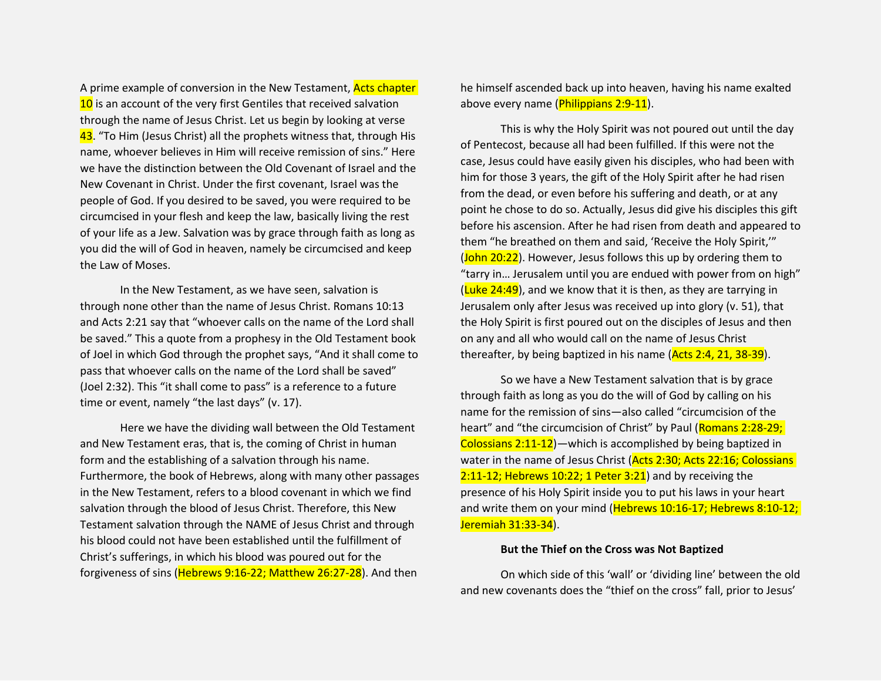A prime example of conversion in the New Testament, Acts chapter 10 is an account of the very first Gentiles that received salvation through the name of Jesus Christ. Let us begin by looking at verse 43. "To Him (Jesus Christ) all the prophets witness that, through His name, whoever believes in Him will receive remission of sins." Here we have the distinction between the Old Covenant of Israel and the New Covenant in Christ. Under the first covenant, Israel was the people of God. If you desired to be saved, you were required to be circumcised in your flesh and keep the law, basically living the rest of your life as a Jew. Salvation was by grace through faith as long as you did the will of God in heaven, namely be circumcised and keep the Law of Moses.

In the New Testament, as we have seen, salvation is through none other than the name of Jesus Christ. Romans 10:13 and Acts 2:21 say that "whoever calls on the name of the Lord shall be saved." This a quote from a prophesy in the Old Testament book of Joel in which God through the prophet says, "And it shall come to pass that whoever calls on the name of the Lord shall be saved" (Joel 2:32). This "it shall come to pass" is a reference to a future time or event, namely "the last days" (v. 17).

Here we have the dividing wall between the Old Testament and New Testament eras, that is, the coming of Christ in human form and the establishing of a salvation through his name. Furthermore, the book of Hebrews, along with many other passages in the New Testament, refers to a blood covenant in which we find salvation through the blood of Jesus Christ. Therefore, this New Testament salvation through the NAME of Jesus Christ and through his blood could not have been established until the fulfillment of Christ's sufferings, in which his blood was poured out for the forgiveness of sins (Hebrews 9:16-22; Matthew 26:27-28). And then he himself ascended back up into heaven, having his name exalted above every name (Philippians 2:9-11).

This is why the Holy Spirit was not poured out until the day of Pentecost, because all had been fulfilled. If this were not the case, Jesus could have easily given his disciples, who had been with him for those 3 years, the gift of the Holy Spirit after he had risen from the dead, or even before his suffering and death, or at any point he chose to do so. Actually, Jesus did give his disciples this gift before his ascension. After he had risen from death and appeared to them "he breathed on them and said, 'Receive the Holy Spirit,'" (John 20:22). However, Jesus follows this up by ordering them to "tarry in… Jerusalem until you are endued with power from on high" (Luke 24:49), and we know that it is then, as they are tarrying in Jerusalem only after Jesus was received up into glory (v. 51), that the Holy Spirit is first poured out on the disciples of Jesus and then on any and all who would call on the name of Jesus Christ thereafter, by being baptized in his name (Acts 2:4, 21, 38-39).

So we have a New Testament salvation that is by grace through faith as long as you do the will of God by calling on his name for the remission of sins—also called "circumcision of the heart" and "the circumcision of Christ" by Paul (Romans 2:28-29; Colossians 2:11-12)—which is accomplished by being baptized in water in the name of Jesus Christ (Acts 2:30; Acts 22:16; Colossians 2:11-12; Hebrews 10:22; 1 Peter 3:21) and by receiving the presence of his Holy Spirit inside you to put his laws in your heart and write them on your mind (Hebrews 10:16-17; Hebrews 8:10-12; Jeremiah 31:33-34).

### But the Thief on the Cross was Not Baptized

On which side of this 'wall' or 'dividing line' between the old and new covenants does the "thief on the cross" fall, prior to Jesus'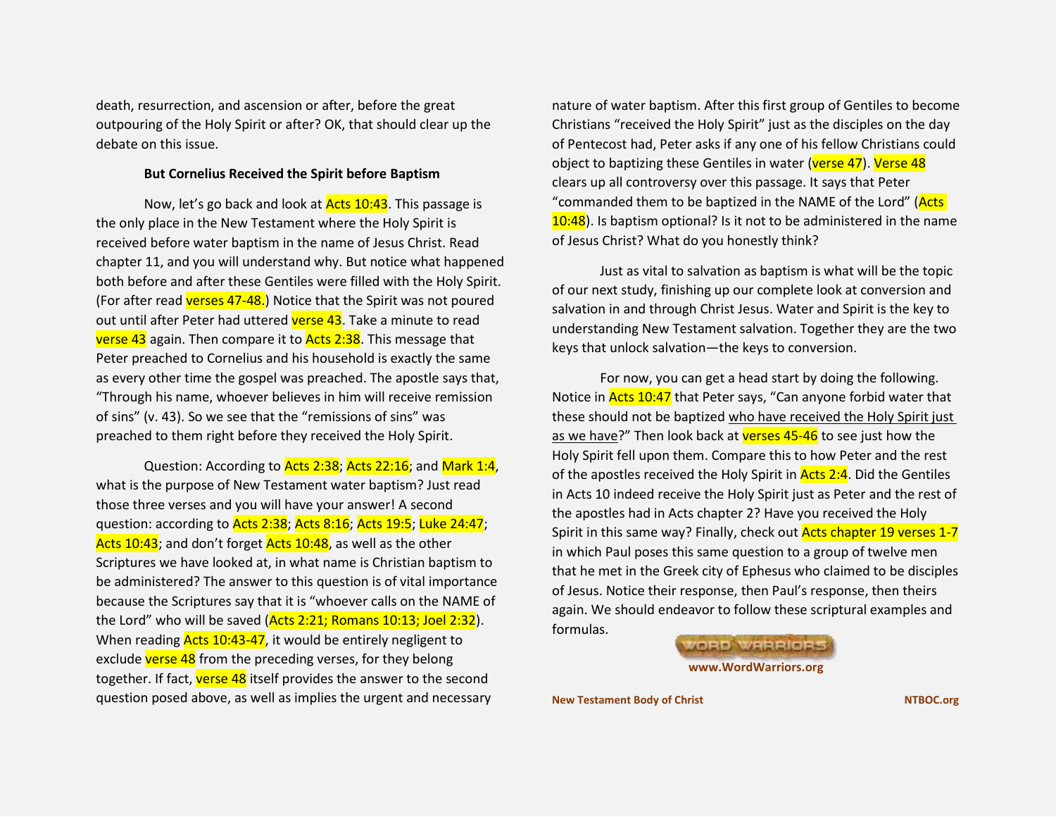death, resurrection, and ascension or after, before the great outpouring of the Holy Spirit or after? OK, that should clear up the debate on this issue.

**But Cornelius Received the Spirit before Baptism**

Now, let's go back and look at Acts 10:43. This passage is the only place in the New Testament where the Holy Spirit is received before water baptism in the name of Jesus Christ. Read chapter 11, and you will understand why. But notice what happened both before and after these Gentiles were filled with the Holy Spirit. (For after read verses 47-48.) Notice that the Spirit was not poured out until after Peter had uttered verse 43. Take a minute to read verse 43 again. Then compare it to Acts 2:38. This message that Peter preached to Cornelius and his household is exactly the same as every other time the gospel was preached. The apostle says that, "Through his name, whoever believes in him will receive remission of sins" (v. 43). So we see that the "remissions of sins" was preached to them right before they received the Holy Spirit.

Question: According to Acts 2:38; Acts 22:16; and Mark 1:4, what is the purpose of New Testament water baptism? Just read those three verses and you will have your answer! A second question: according to Acts 2:38; Acts 8:16; Acts 19:5; Luke 24:47; Acts 10:43; and don't forget Acts 10:48, as well as the other Scriptures we have looked at, in what name is Christian baptism to be administered? The answer to this question is of vital importance because the Scriptures say that it is "whoever calls on the NAME of the Lord" who will be saved (Acts 2:21; Romans 10:13; Joel 2:32). When reading Acts 10:43-47, it would be entirely negligent to exclude verse 48 from the preceding verses, for they belong together. If fact, verse 48 itself provides the answer to the second question posed above, as well as implies the urgent and necessary nature of water baptism. After this first group of Gentiles to become Christians "received the Holy Spirit" just as the disciples on the day of Pentecost had, Peter asks if any one of his fellow Christians could object to baptizing these Gentiles in water (verse 47). Verse 48 clears up all controversy over this passage. It says that Peter "commanded them to be baptized in the NAME of the Lord" (Acts 10:48). Is baptism optional? Is it not to be administered in the name of Jesus Christ? What do you honestly think?

Just as vital to salvation as baptism is what will be the topic of our next study, finishing up our complete look at conversion and salvation in and through Christ Jesus. Water and Spirit is the key to understanding New Testament salvation. Together they are the two keys that unlock salvation—the keys to conversion.

For now, you can get a head start by doing the following. Notice in Acts 10:47 that Peter says, "Can anyone forbid water that these should not be baptized who have received the Holy Spirit just as we have?" Then look back at verses 45-46 to see just how the Holy Spirit fell upon them. Compare this to how Peter and the rest of the apostles received the Holy Spirit in Acts 2:4. Did the Gentiles in Acts 10 indeed receive the Holy Spirit just as Peter and the rest of the apostles had in Acts chapter 2? Have you received the Holy Spirit in this same way? Finally, check out Acts chapter 19 verses 1-7 in which Paul poses this same question to a group of twelve men that he met in the Greek city of Ephesus who claimed to be disciples of Jesus. Notice their response, then Paul's response, then theirs again. We should endeavor to follow these scriptural examples and formulas.

WORD WARRIORS

www.WordWarriors.org